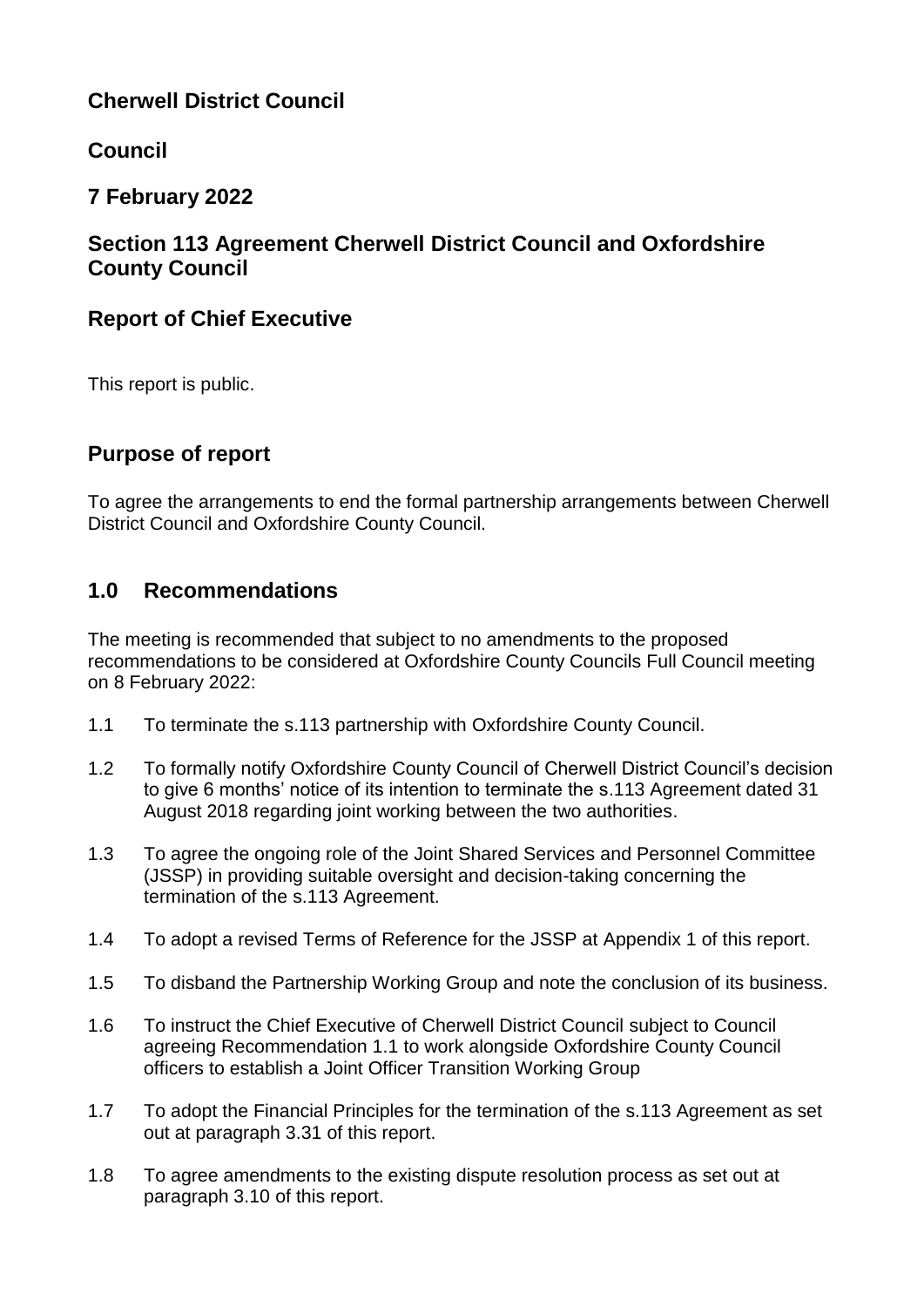# Cherwell District Council

## Council

## 7 February 2022

## Section 113 Agreement Cherwell District Council and Oxfordshire County Council

## Report of Chief Executive

This report is public.

## Purpose of report

To agree the arrangements to end the formal partnership arrangements between Cherwell District Council and Oxfordshire County Council.

## 1.0 Recommendations

The meeting is recommended that subject to no amendments to the proposed recommendations to be considered at Oxfordshire County Councils Full Council meeting on 8 February 2022:

1.1 To terminate the s.113 partnership with Oxfordshire County Council.

1.2 To formally notify Oxfordshire County Council of Cherwell District Council's decision to give 6 months' notice of its intention to terminate the s.113 Agreement dated 31 August 2018 regarding joint working between the two authorities.

1.3 To agree the ongoing role of the Joint Shared Services and Personnel Committee (JSSP) in providing suitable oversight and decision-taking concerning the termination of the s.113 Agreement.

1.4 To adopt a revised Terms of Reference for the JSSP at Appendix 1 of this report.

1.5 To disband the Partnership Working Group and note the conclusion of its business.

1.6 To instruct the Chief Executive of Cherwell District Council subject to Council agreeing Recommendation 1.1 to work alongside Oxfordshire County Council officers to establish a Joint Officer Transition Working Group

1.7 To adopt the Financial Principles for the termination of the s.113 Agreement as set out at paragraph 3.31 of this report.

1.8 To agree amendments to the existing dispute resolution process as set out at paragraph 3.10 of this report.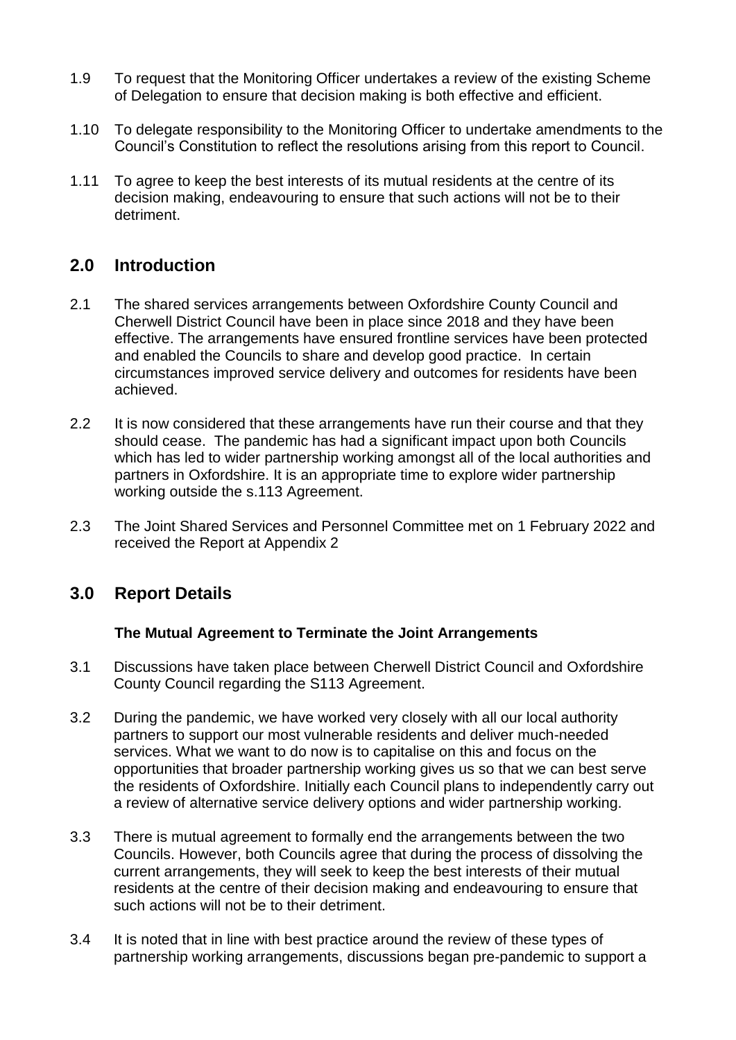1.9 To request that the Monitoring Officer undertakes a review of the existing Scheme of Delegation to ensure that decision making is both effective and efficient.

1.10 To delegate responsibility to the Monitoring Officer to undertake amendments to the Council's Constitution to reflect the resolutions arising from this report to Council.

1.11 To agree to keep the best interests of its mutual residents at the centre of its decision making, endeavouring to ensure that such actions will not be to their detriment.

## 2.0 Introduction

2.1 The shared services arrangements between Oxfordshire County Council and Cherwell District Council have been in place since 2018 and they have been effective. The arrangements have ensured frontline services have been protected and enabled the Councils to share and develop good practice. In certain circumstances improved service delivery and outcomes for residents have been achieved.

2.2 It is now considered that these arrangements have run their course and that they should cease. The pandemic has had a significant impact upon both Councils which has led to wider partnership working amongst all of the local authorities and partners in Oxfordshire. It is an appropriate time to explore wider partnership working outside the s.113 Agreement.

2.3 The Joint Shared Services and Personnel Committee met on 1 February 2022 and received the Report at Appendix 2

## 3.0 Report Details

**The Mutual Agreement to Terminate the Joint Arrangements**

3.1 Discussions have taken place between Cherwell District Council and Oxfordshire County Council regarding the S113 Agreement.

3.2 During the pandemic, we have worked very closely with all our local authority partners to support our most vulnerable residents and deliver much-needed services. What we want to do now is to capitalise on this and focus on the opportunities that broader partnership working gives us so that we can best serve the residents of Oxfordshire. Initially each Council plans to independently carry out a review of alternative service delivery options and wider partnership working.

3.3 There is mutual agreement to formally end the arrangements between the two Councils. However, both Councils agree that during the process of dissolving the current arrangements, they will seek to keep the best interests of their mutual residents at the centre of their decision making and endeavouring to ensure that such actions will not be to their detriment.

3.4 It is noted that in line with best practice around the review of these types of partnership working arrangements, discussions began pre-pandemic to support a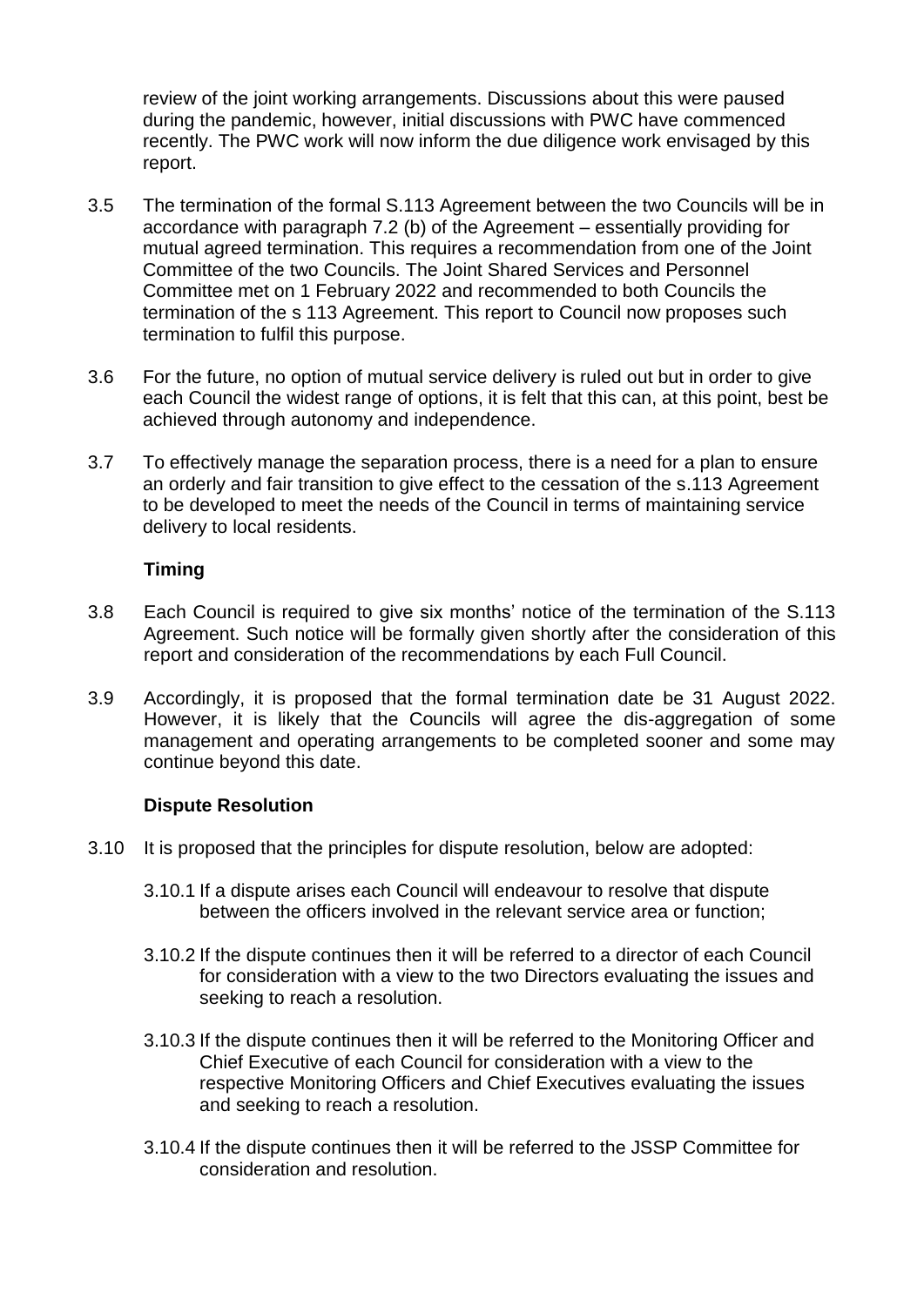review of the joint working arrangements. Discussions about this were paused during the pandemic, however, initial discussions with PWC have commenced recently. The PWC work will now inform the due diligence work envisaged by this report.

3.5 The termination of the formal S.113 Agreement between the two Councils will be in accordance with paragraph 7.2 (b) of the Agreement – essentially providing for mutual agreed termination. This requires a recommendation from one of the Joint Committee of the two Councils. The Joint Shared Services and Personnel Committee met on 1 February 2022 and recommended to both Councils the termination of the s 113 Agreement. This report to Council now proposes such termination to fulfil this purpose.

3.6 For the future, no option of mutual service delivery is ruled out but in order to give each Council the widest range of options, it is felt that this can, at this point, best be achieved through autonomy and independence.

3.7 To effectively manage the separation process, there is a need for a plan to ensure an orderly and fair transition to give effect to the cessation of the s.113 Agreement to be developed to meet the needs of the Council in terms of maintaining service delivery to local residents.

**Timing**

3.8 Each Council is required to give six months' notice of the termination of the S.113 Agreement. Such notice will be formally given shortly after the consideration of this report and consideration of the recommendations by each Full Council.

3.9 Accordingly, it is proposed that the formal termination date be 31 August 2022. However, it is likely that the Councils will agree the dis-aggregation of some management and operating arrangements to be completed sooner and some may continue beyond this date.

**Dispute Resolution**

3.10 It is proposed that the principles for dispute resolution, below are adopted:

3.10.1 If a dispute arises each Council will endeavour to resolve that dispute between the officers involved in the relevant service area or function;

3.10.2 If the dispute continues then it will be referred to a director of each Council for consideration with a view to the two Directors evaluating the issues and seeking to reach a resolution.

3.10.3 If the dispute continues then it will be referred to the Monitoring Officer and Chief Executive of each Council for consideration with a view to the respective Monitoring Officers and Chief Executives evaluating the issues and seeking to reach a resolution.

3.10.4 If the dispute continues then it will be referred to the JSSP Committee for consideration and resolution.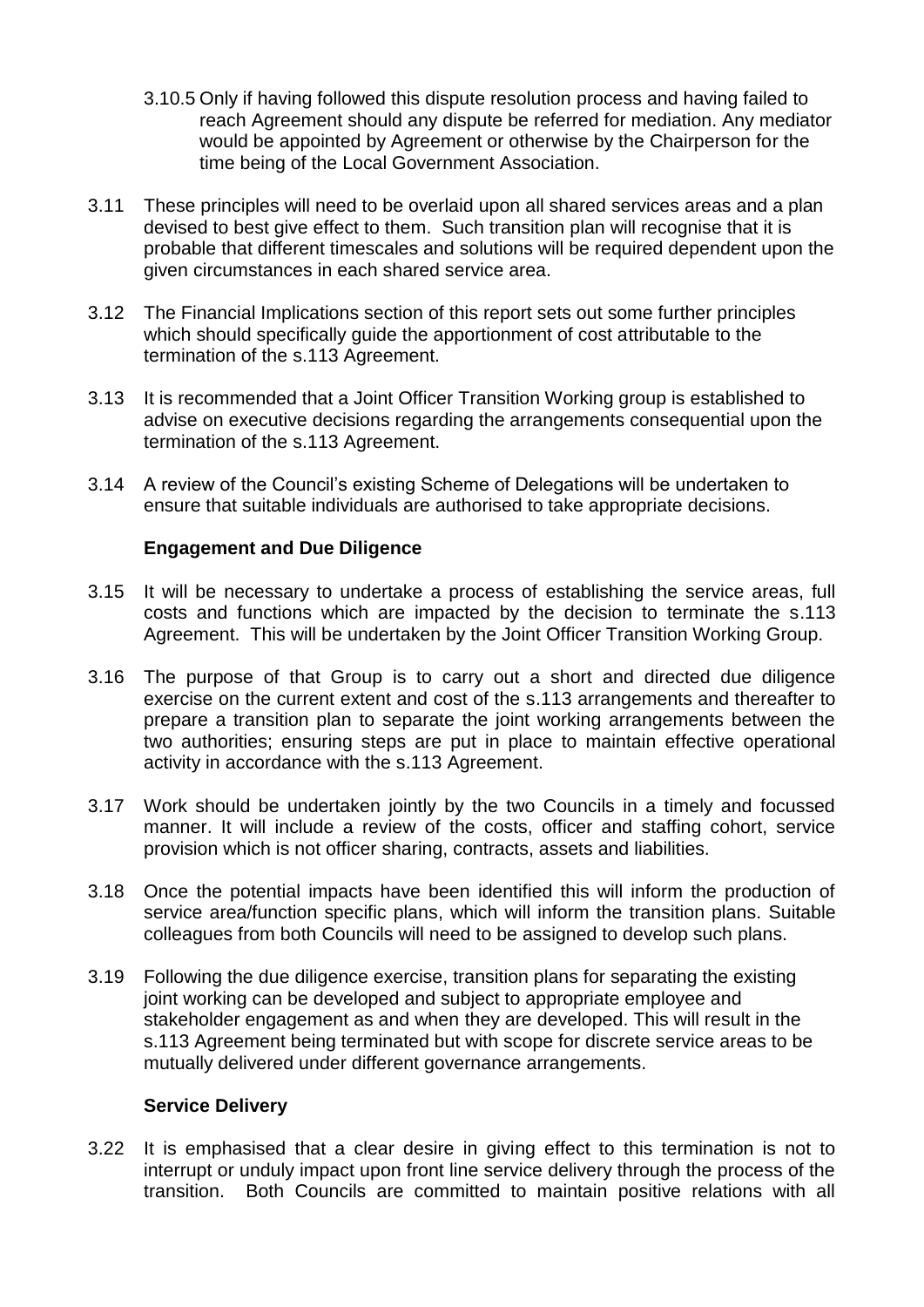3.10.5 Only if having followed this dispute resolution process and having failed to reach Agreement should any dispute be referred for mediation. Any mediator would be appointed by Agreement or otherwise by the Chairperson for the time being of the Local Government Association.

3.11 These principles will need to be overlaid upon all shared services areas and a plan devised to best give effect to them. Such transition plan will recognise that it is probable that different timescales and solutions will be required dependent upon the given circumstances in each shared service area.

3.12 The Financial Implications section of this report sets out some further principles which should specifically guide the apportionment of cost attributable to the termination of the s.113 Agreement.

3.13 It is recommended that a Joint Officer Transition Working group is established to advise on executive decisions regarding the arrangements consequential upon the termination of the s.113 Agreement.

3.14 A review of the Council's existing Scheme of Delegations will be undertaken to ensure that suitable individuals are authorised to take appropriate decisions.

**Engagement and Due Diligence**

3.15 It will be necessary to undertake a process of establishing the service areas, full costs and functions which are impacted by the decision to terminate the s.113 Agreement. This will be undertaken by the Joint Officer Transition Working Group.

3.16 The purpose of that Group is to carry out a short and directed due diligence exercise on the current extent and cost of the s.113 arrangements and thereafter to prepare a transition plan to separate the joint working arrangements between the two authorities; ensuring steps are put in place to maintain effective operational activity in accordance with the s.113 Agreement.

3.17 Work should be undertaken jointly by the two Councils in a timely and focussed manner. It will include a review of the costs, officer and staffing cohort, service provision which is not officer sharing, contracts, assets and liabilities.

3.18 Once the potential impacts have been identified this will inform the production of service area/function specific plans, which will inform the transition plans. Suitable colleagues from both Councils will need to be assigned to develop such plans.

3.19 Following the due diligence exercise, transition plans for separating the existing joint working can be developed and subject to appropriate employee and stakeholder engagement as and when they are developed. This will result in the s.113 Agreement being terminated but with scope for discrete service areas to be mutually delivered under different governance arrangements.

**Service Delivery**

3.22 It is emphasised that a clear desire in giving effect to this termination is not to interrupt or unduly impact upon front line service delivery through the process of the transition. Both Councils are committed to maintain positive relations with all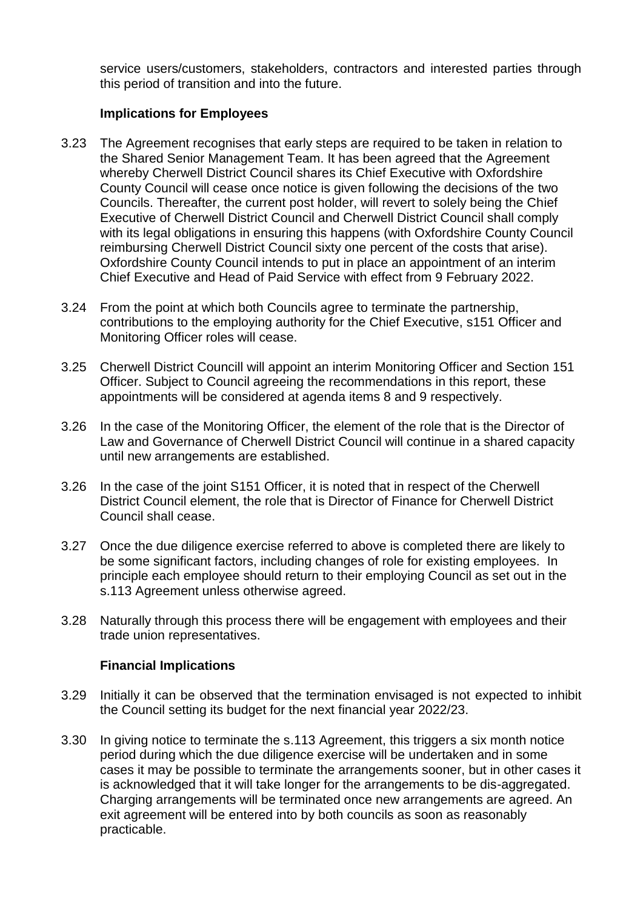service users/customers, stakeholders, contractors and interested parties through this period of transition and into the future.

### Implications for Employees

3.23 The Agreement recognises that early steps are required to be taken in relation to the Shared Senior Management Team. It has been agreed that the Agreement whereby Cherwell District Council shares its Chief Executive with Oxfordshire County Council will cease once notice is given following the decisions of the two Councils. Thereafter, the current post holder, will revert to solely being the Chief Executive of Cherwell District Council and Cherwell District Council shall comply with its legal obligations in ensuring this happens (with Oxfordshire County Council reimbursing Cherwell District Council sixty one percent of the costs that arise). Oxfordshire County Council intends to put in place an appointment of an interim Chief Executive and Head of Paid Service with effect from 9 February 2022.

3.24 From the point at which both Councils agree to terminate the partnership, contributions to the employing authority for the Chief Executive, s151 Officer and Monitoring Officer roles will cease.

3.25 Cherwell District Councill will appoint an interim Monitoring Officer and Section 151 Officer. Subject to Council agreeing the recommendations in this report, these appointments will be considered at agenda items 8 and 9 respectively.

3.26 In the case of the Monitoring Officer, the element of the role that is the Director of Law and Governance of Cherwell District Council will continue in a shared capacity until new arrangements are established.

3.26 In the case of the joint S151 Officer, it is noted that in respect of the Cherwell District Council element, the role that is Director of Finance for Cherwell District Council shall cease.

3.27 Once the due diligence exercise referred to above is completed there are likely to be some significant factors, including changes of role for existing employees. In principle each employee should return to their employing Council as set out in the s.113 Agreement unless otherwise agreed.

3.28 Naturally through this process there will be engagement with employees and their trade union representatives.

### Financial Implications

3.29 Initially it can be observed that the termination envisaged is not expected to inhibit the Council setting its budget for the next financial year 2022/23.

3.30 In giving notice to terminate the s.113 Agreement, this triggers a six month notice period during which the due diligence exercise will be undertaken and in some cases it may be possible to terminate the arrangements sooner, but in other cases it is acknowledged that it will take longer for the arrangements to be dis-aggregated. Charging arrangements will be terminated once new arrangements are agreed. An exit agreement will be entered into by both councils as soon as reasonably practicable.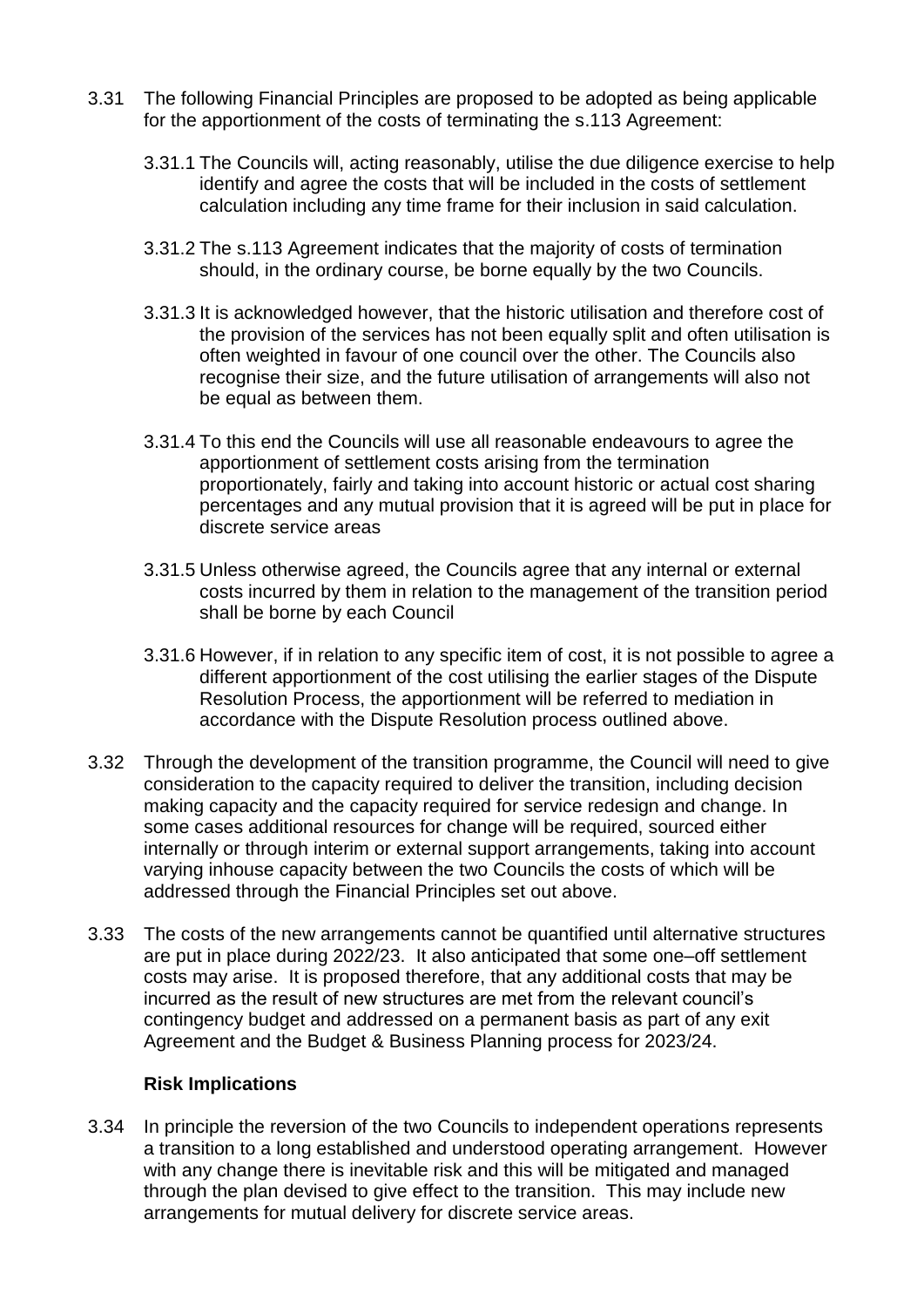3.31 The following Financial Principles are proposed to be adopted as being applicable for the apportionment of the costs of terminating the s.113 Agreement:

3.31.1 The Councils will, acting reasonably, utilise the due diligence exercise to help identify and agree the costs that will be included in the costs of settlement calculation including any time frame for their inclusion in said calculation.

3.31.2 The s.113 Agreement indicates that the majority of costs of termination should, in the ordinary course, be borne equally by the two Councils.

3.31.3 It is acknowledged however, that the historic utilisation and therefore cost of the provision of the services has not been equally split and often utilisation is often weighted in favour of one council over the other. The Councils also recognise their size, and the future utilisation of arrangements will also not be equal as between them.

3.31.4 To this end the Councils will use all reasonable endeavours to agree the apportionment of settlement costs arising from the termination proportionately, fairly and taking into account historic or actual cost sharing percentages and any mutual provision that it is agreed will be put in place for discrete service areas

3.31.5 Unless otherwise agreed, the Councils agree that any internal or external costs incurred by them in relation to the management of the transition period shall be borne by each Council

3.31.6 However, if in relation to any specific item of cost, it is not possible to agree a different apportionment of the cost utilising the earlier stages of the Dispute Resolution Process, the apportionment will be referred to mediation in accordance with the Dispute Resolution process outlined above.

3.32 Through the development of the transition programme, the Council will need to give consideration to the capacity required to deliver the transition, including decision making capacity and the capacity required for service redesign and change. In some cases additional resources for change will be required, sourced either internally or through interim or external support arrangements, taking into account varying inhouse capacity between the two Councils the costs of which will be addressed through the Financial Principles set out above.

3.33 The costs of the new arrangements cannot be quantified until alternative structures are put in place during 2022/23. It also anticipated that some one–off settlement costs may arise. It is proposed therefore, that any additional costs that may be incurred as the result of new structures are met from the relevant council's contingency budget and addressed on a permanent basis as part of any exit Agreement and the Budget & Business Planning process for 2023/24.

**Risk Implications**

3.34 In principle the reversion of the two Councils to independent operations represents a transition to a long established and understood operating arrangement. However with any change there is inevitable risk and this will be mitigated and managed through the plan devised to give effect to the transition. This may include new arrangements for mutual delivery for discrete service areas.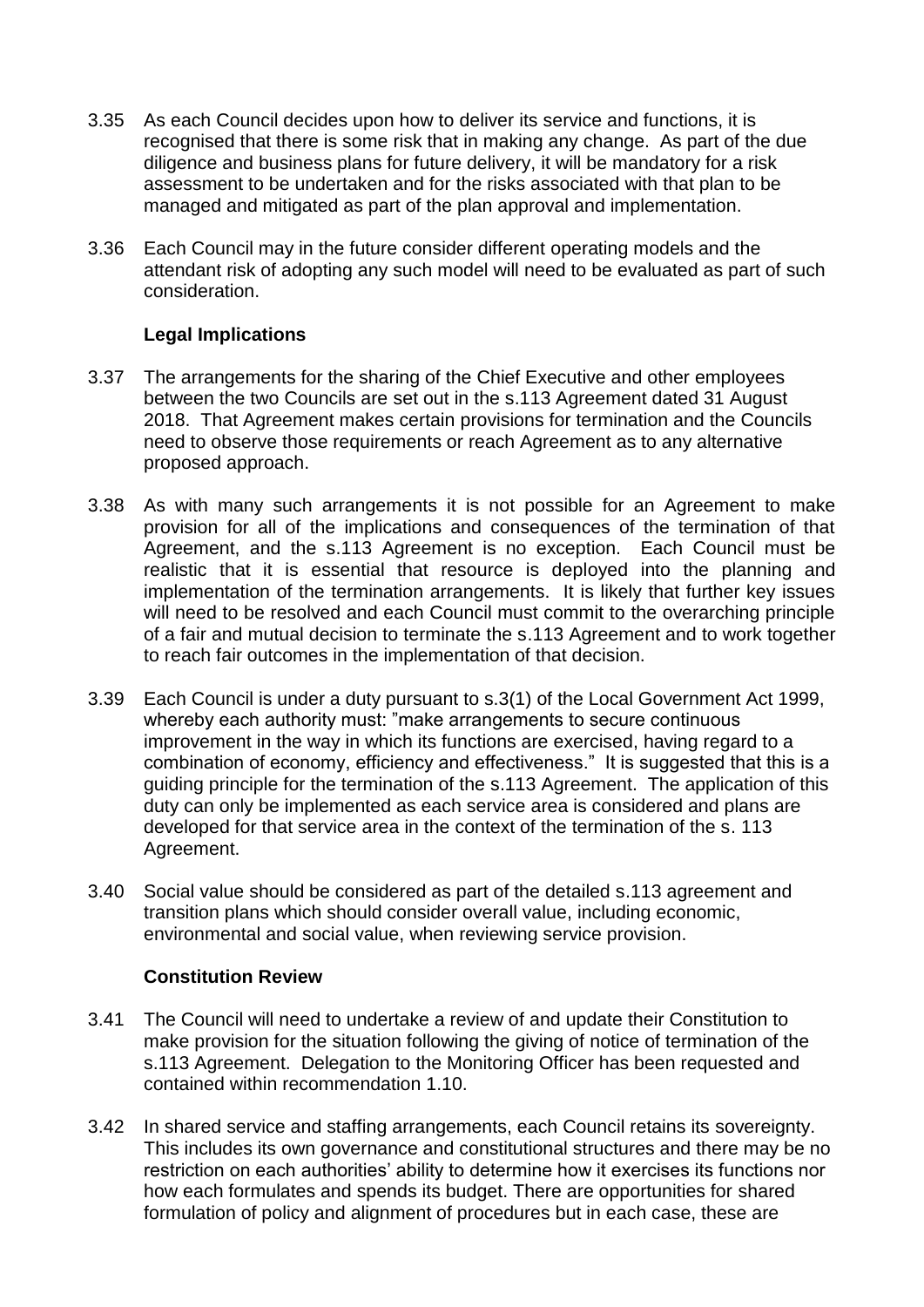3.35 As each Council decides upon how to deliver its service and functions, it is recognised that there is some risk that in making any change. As part of the due diligence and business plans for future delivery, it will be mandatory for a risk assessment to be undertaken and for the risks associated with that plan to be managed and mitigated as part of the plan approval and implementation.

3.36 Each Council may in the future consider different operating models and the attendant risk of adopting any such model will need to be evaluated as part of such consideration.

**Legal Implications**

3.37 The arrangements for the sharing of the Chief Executive and other employees between the two Councils are set out in the s.113 Agreement dated 31 August 2018. That Agreement makes certain provisions for termination and the Councils need to observe those requirements or reach Agreement as to any alternative proposed approach.

3.38 As with many such arrangements it is not possible for an Agreement to make provision for all of the implications and consequences of the termination of that Agreement, and the s.113 Agreement is no exception. Each Council must be realistic that it is essential that resource is deployed into the planning and implementation of the termination arrangements. It is likely that further key issues will need to be resolved and each Council must commit to the overarching principle of a fair and mutual decision to terminate the s.113 Agreement and to work together to reach fair outcomes in the implementation of that decision.

3.39 Each Council is under a duty pursuant to s.3(1) of the Local Government Act 1999, whereby each authority must: "make arrangements to secure continuous improvement in the way in which its functions are exercised, having regard to a combination of economy, efficiency and effectiveness." It is suggested that this is a guiding principle for the termination of the s.113 Agreement. The application of this duty can only be implemented as each service area is considered and plans are developed for that service area in the context of the termination of the s. 113 Agreement.

3.40 Social value should be considered as part of the detailed s.113 agreement and transition plans which should consider overall value, including economic, environmental and social value, when reviewing service provision.

**Constitution Review**

3.41 The Council will need to undertake a review of and update their Constitution to make provision for the situation following the giving of notice of termination of the s.113 Agreement. Delegation to the Monitoring Officer has been requested and contained within recommendation 1.10.

3.42 In shared service and staffing arrangements, each Council retains its sovereignty. This includes its own governance and constitutional structures and there may be no restriction on each authorities' ability to determine how it exercises its functions nor how each formulates and spends its budget. There are opportunities for shared formulation of policy and alignment of procedures but in each case, these are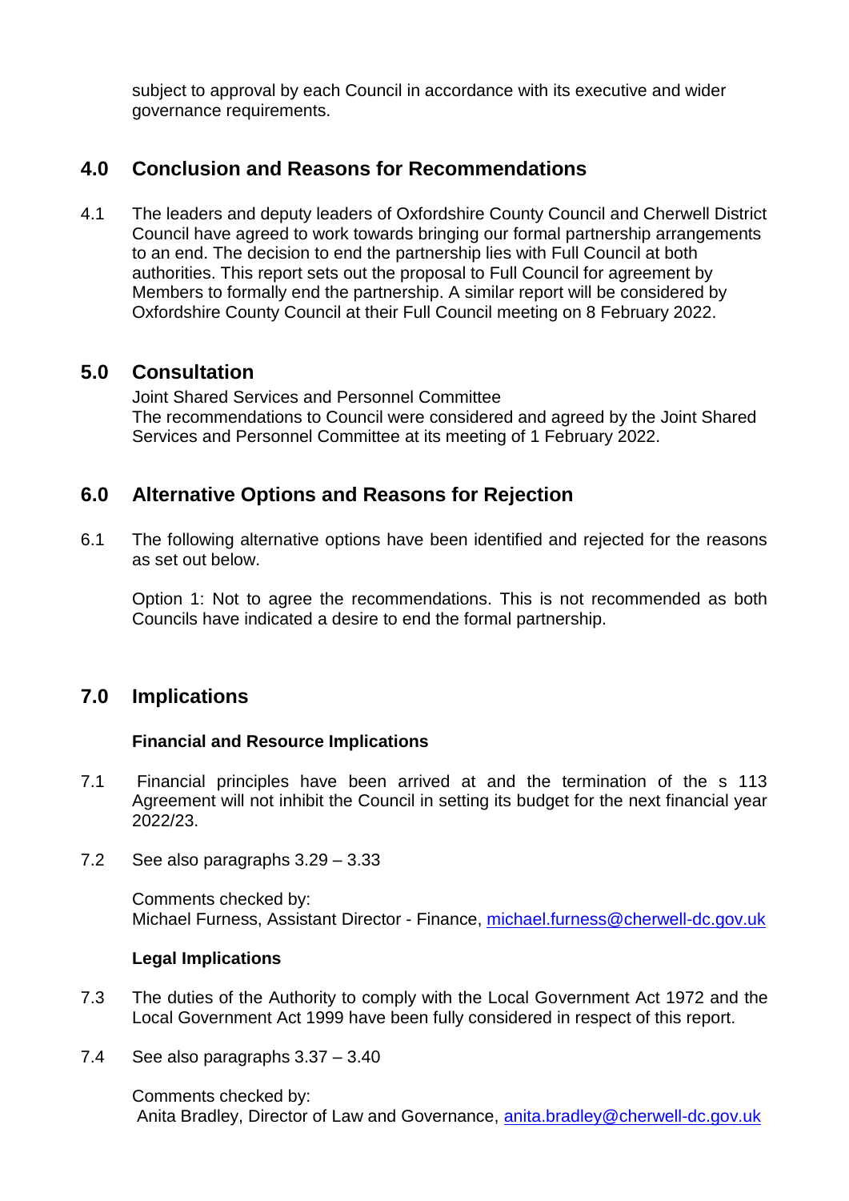subject to approval by each Council in accordance with its executive and wider governance requirements.

## 4.0 Conclusion and Reasons for Recommendations

4.1 The leaders and deputy leaders of Oxfordshire County Council and Cherwell District Council have agreed to work towards bringing our formal partnership arrangements to an end. The decision to end the partnership lies with Full Council at both authorities. This report sets out the proposal to Full Council for agreement by Members to formally end the partnership. A similar report will be considered by Oxfordshire County Council at their Full Council meeting on 8 February 2022.

## 5.0 Consultation

Joint Shared Services and Personnel Committee
The recommendations to Council were considered and agreed by the Joint Shared Services and Personnel Committee at its meeting of 1 February 2022.

## 6.0 Alternative Options and Reasons for Rejection

6.1 The following alternative options have been identified and rejected for the reasons as set out below.

Option 1: Not to agree the recommendations. This is not recommended as both Councils have indicated a desire to end the formal partnership.

## 7.0 Implications

**Financial and Resource Implications**

7.1 Financial principles have been arrived at and the termination of the s 113 Agreement will not inhibit the Council in setting its budget for the next financial year 2022/23.

7.2 See also paragraphs 3.29 – 3.33

Comments checked by:
Michael Furness, Assistant Director - Finance, michael.furness@cherwell-dc.gov.uk

**Legal Implications**

7.3 The duties of the Authority to comply with the Local Government Act 1972 and the Local Government Act 1999 have been fully considered in respect of this report.

7.4 See also paragraphs 3.37 – 3.40

Comments checked by:
Anita Bradley, Director of Law and Governance, anita.bradley@cherwell-dc.gov.uk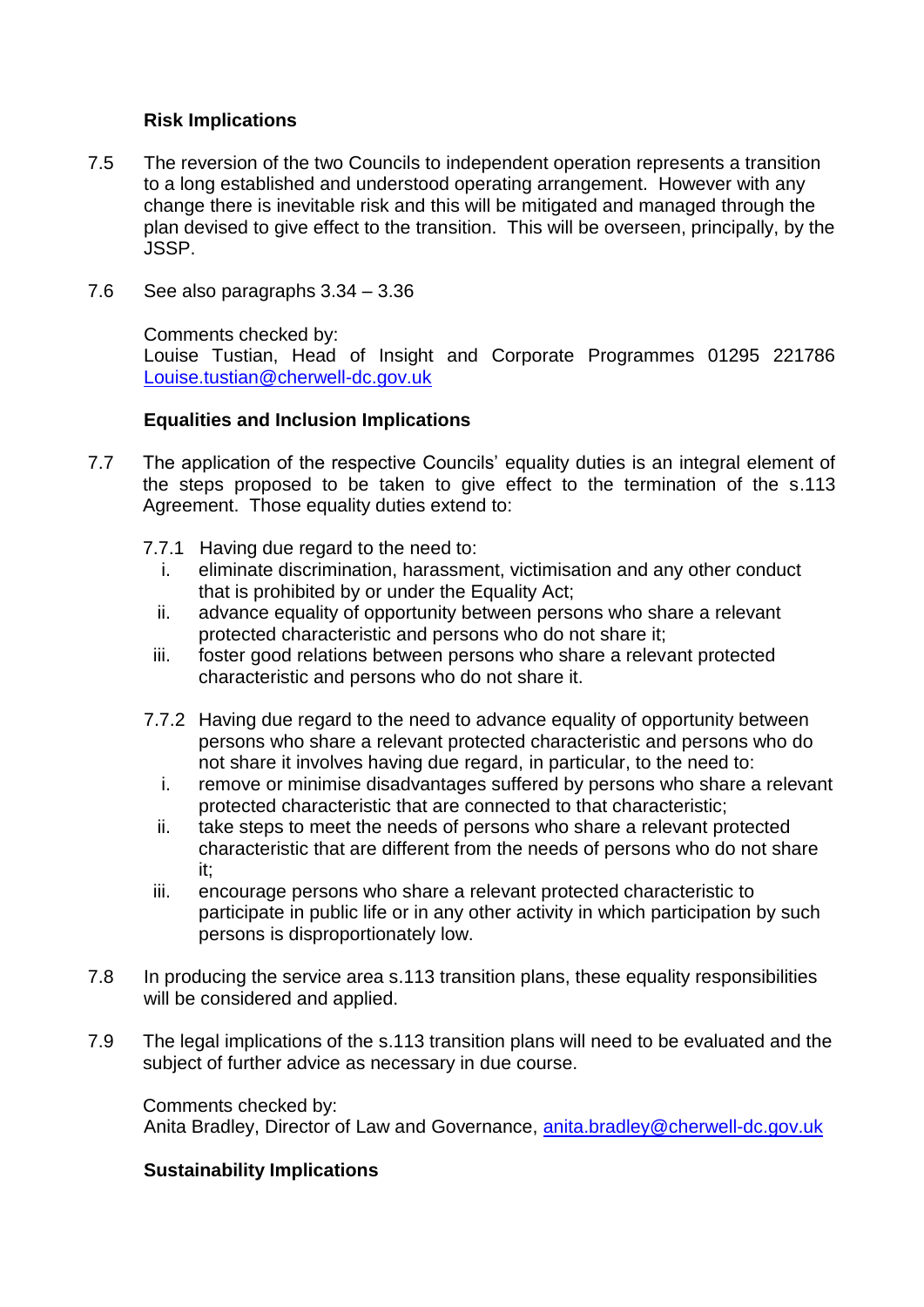**Risk Implications**

7.5 The reversion of the two Councils to independent operation represents a transition to a long established and understood operating arrangement. However with any change there is inevitable risk and this will be mitigated and managed through the plan devised to give effect to the transition. This will be overseen, principally, by the JSSP.

7.6 See also paragraphs 3.34 – 3.36

Comments checked by:
Louise Tustian, Head of Insight and Corporate Programmes 01295 221786 Louise.tustian@cherwell-dc.gov.uk

**Equalities and Inclusion Implications**

7.7 The application of the respective Councils' equality duties is an integral element of the steps proposed to be taken to give effect to the termination of the s.113 Agreement. Those equality duties extend to:

7.7.1 Having due regard to the need to:

i. eliminate discrimination, harassment, victimisation and any other conduct that is prohibited by or under the Equality Act;
ii. advance equality of opportunity between persons who share a relevant protected characteristic and persons who do not share it;
iii. foster good relations between persons who share a relevant protected characteristic and persons who do not share it.

7.7.2 Having due regard to the need to advance equality of opportunity between persons who share a relevant protected characteristic and persons who do not share it involves having due regard, in particular, to the need to:

i. remove or minimise disadvantages suffered by persons who share a relevant protected characteristic that are connected to that characteristic;
ii. take steps to meet the needs of persons who share a relevant protected characteristic that are different from the needs of persons who do not share it;
iii. encourage persons who share a relevant protected characteristic to participate in public life or in any other activity in which participation by such persons is disproportionately low.

7.8 In producing the service area s.113 transition plans, these equality responsibilities will be considered and applied.

7.9 The legal implications of the s.113 transition plans will need to be evaluated and the subject of further advice as necessary in due course.

Comments checked by:
Anita Bradley, Director of Law and Governance, anita.bradley@cherwell-dc.gov.uk

**Sustainability Implications**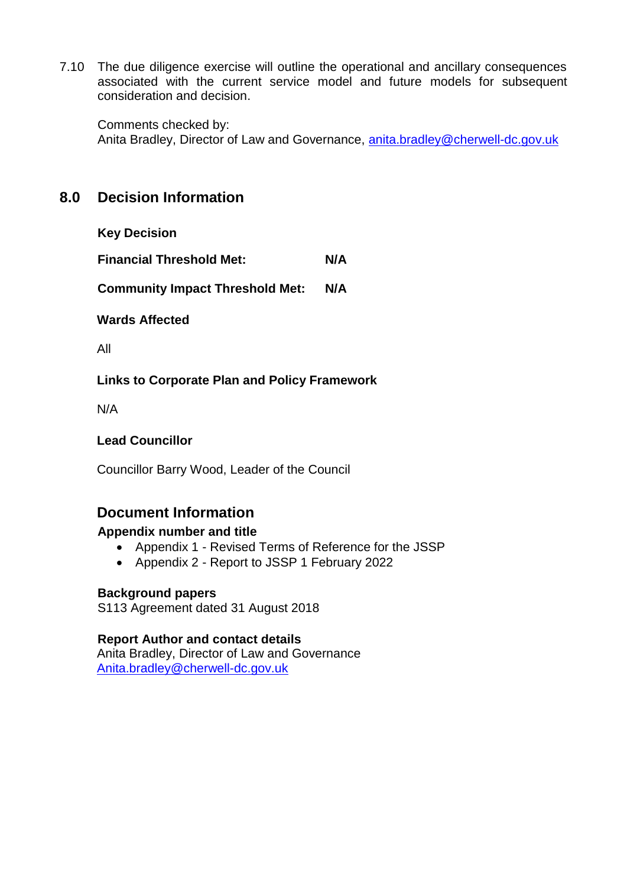7.10 The due diligence exercise will outline the operational and ancillary consequences associated with the current service model and future models for subsequent consideration and decision.

Comments checked by:
Anita Bradley, Director of Law and Governance, anita.bradley@cherwell-dc.gov.uk

## 8.0 Decision Information

**Key Decision**

**Financial Threshold Met:** **N/A**

**Community Impact Threshold Met:** **N/A**

**Wards Affected**

All

**Links to Corporate Plan and Policy Framework**

N/A

**Lead Councillor**

Councillor Barry Wood, Leader of the Council

## Document Information

**Appendix number and title**

- Appendix 1 - Revised Terms of Reference for the JSSP
- Appendix 2 - Report to JSSP 1 February 2022

**Background papers**
S113 Agreement dated 31 August 2018

**Report Author and contact details**
Anita Bradley, Director of Law and Governance
Anita.bradley@cherwell-dc.gov.uk